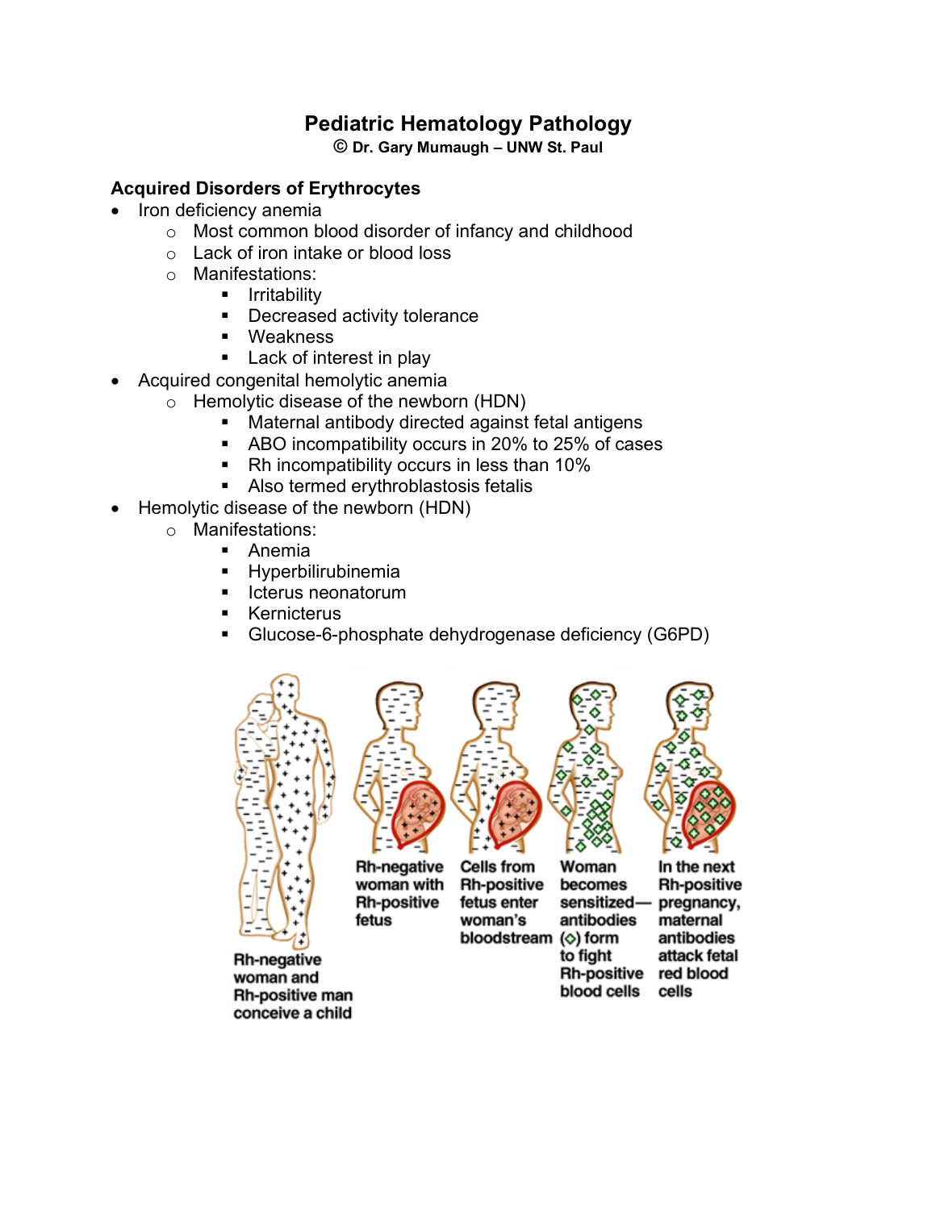# Pediatric Hematology Pathology

**© Dr. Gary Mumaugh – UNW St. Paul**

## Acquired Disorders of Erythrocytes

- Iron deficiency anemia
  - Most common blood disorder of infancy and childhood
  - Lack of iron intake or blood loss
  - Manifestations:
    - Irritability
    - Decreased activity tolerance
    - Weakness
    - Lack of interest in play
- Acquired congenital hemolytic anemia
  - Hemolytic disease of the newborn (HDN)
    - Maternal antibody directed against fetal antigens
    - ABO incompatibility occurs in 20% to 25% of cases
    - Rh incompatibility occurs in less than 10%
    - Also termed erythroblastosis fetalis
- Hemolytic disease of the newborn (HDN)
  - Manifestations:
    - Anemia
    - Hyperbilirubinemia
    - Icterus neonatorum
    - Kernicterus
    - Glucose-6-phosphate dehydrogenase deficiency (G6PD)

Rh-negative woman and Rh-positive man conceive a child

Rh-negative woman with Rh-positive fetus

Cells from Rh-positive fetus enter woman's bloodstream

Woman becomes sensitized—antibodies (◇) form to fight Rh-positive blood cells

In the next Rh-positive pregnancy, maternal antibodies attack fetal red blood cells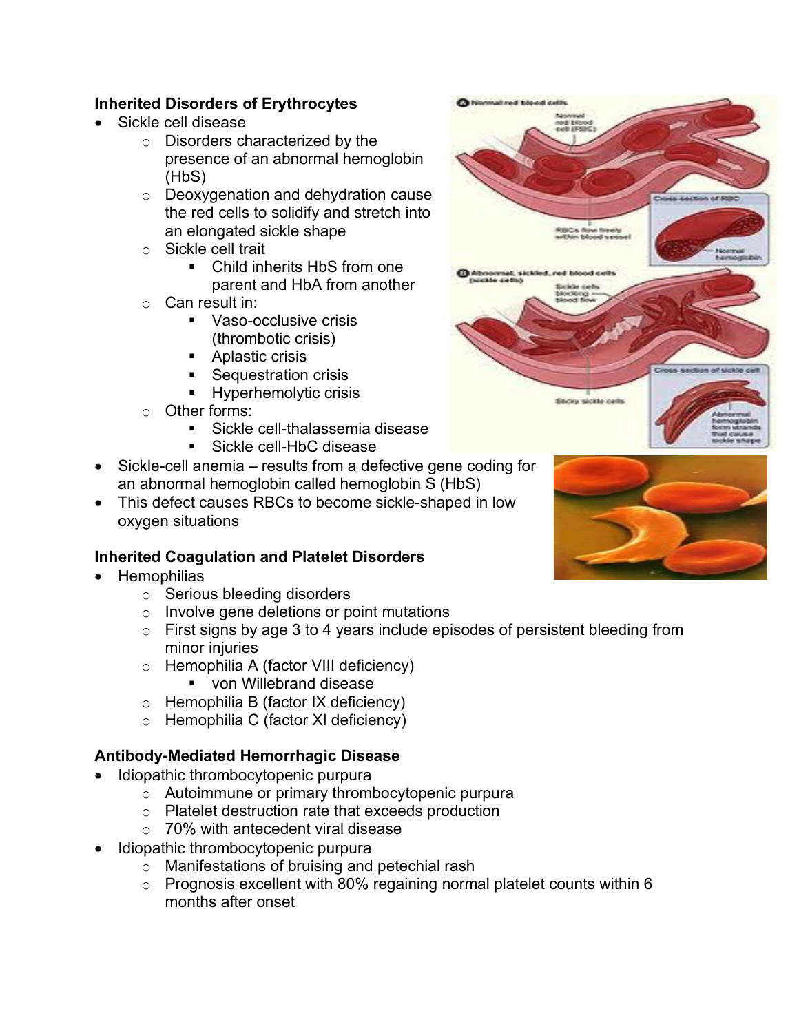**Inherited Disorders of Erythrocytes**

- Sickle cell disease
    - Disorders characterized by the presence of an abnormal hemoglobin (HbS)
    - Deoxygenation and dehydration cause the red cells to solidify and stretch into an elongated sickle shape
    - Sickle cell trait
        - Child inherits HbS from one parent and HbA from another
    - Can result in:
        - Vaso-occlusive crisis (thrombotic crisis)
        - Aplastic crisis
        - Sequestration crisis
        - Hyperhemolytic crisis
    - Other forms:
        - Sickle cell-thalassemia disease
        - Sickle cell-HbC disease
- Sickle-cell anemia – results from a defective gene coding for an abnormal hemoglobin called hemoglobin S (HbS)
- This defect causes RBCs to become sickle-shaped in low oxygen situations

**Inherited Coagulation and Platelet Disorders**

- Hemophilias
    - Serious bleeding disorders
    - Involve gene deletions or point mutations
    - First signs by age 3 to 4 years include episodes of persistent bleeding from minor injuries
    - Hemophilia A (factor VIII deficiency)
        - von Willebrand disease
    - Hemophilia B (factor IX deficiency)
    - Hemophilia C (factor XI deficiency)

**Antibody-Mediated Hemorrhagic Disease**

- Idiopathic thrombocytopenic purpura
    - Autoimmune or primary thrombocytopenic purpura
    - Platelet destruction rate that exceeds production
    - 70% with antecedent viral disease
- Idiopathic thrombocytopenic purpura
    - Manifestations of bruising and petechial rash
    - Prognosis excellent with 80% regaining normal platelet counts within 6 months after onset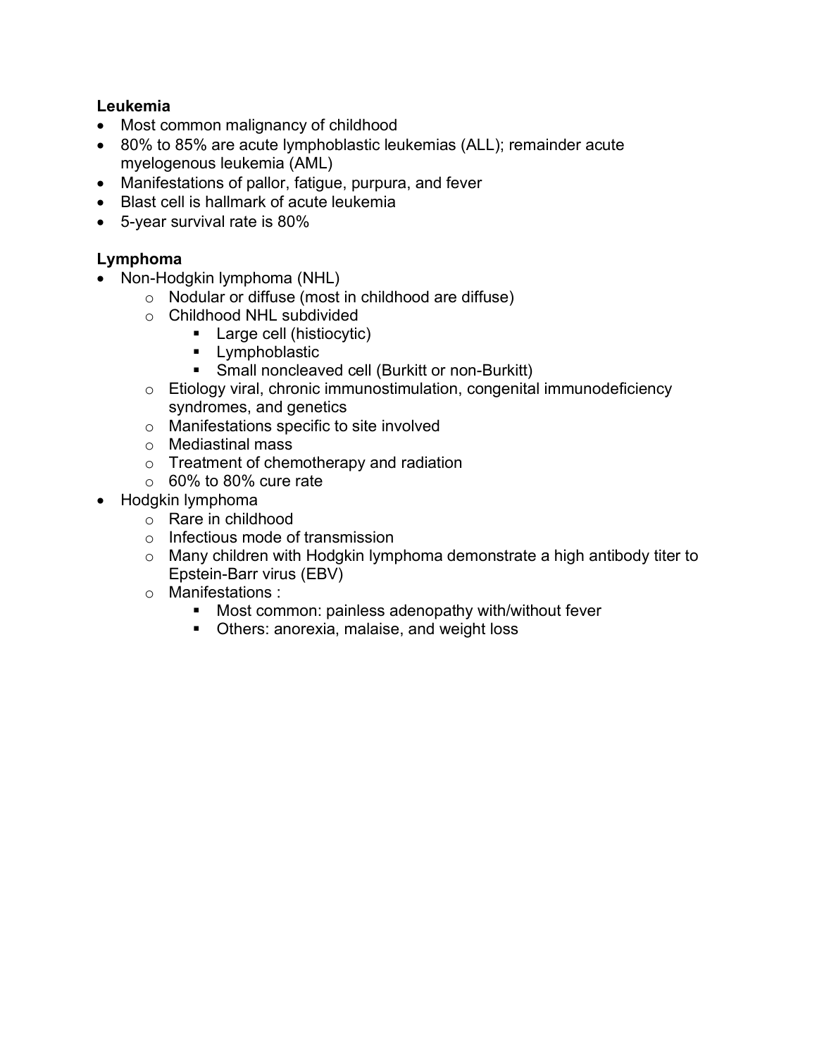**Leukemia**

- Most common malignancy of childhood
- 80% to 85% are acute lymphoblastic leukemias (ALL); remainder acute myelogenous leukemia (AML)
- Manifestations of pallor, fatigue, purpura, and fever
- Blast cell is hallmark of acute leukemia
- 5-year survival rate is 80%

**Lymphoma**

- Non-Hodgkin lymphoma (NHL)
  - Nodular or diffuse (most in childhood are diffuse)
  - Childhood NHL subdivided
    - Large cell (histiocytic)
    - Lymphoblastic
    - Small noncleaved cell (Burkitt or non-Burkitt)
  - Etiology viral, chronic immunostimulation, congenital immunodeficiency syndromes, and genetics
  - Manifestations specific to site involved
  - Mediastinal mass
  - Treatment of chemotherapy and radiation
  - 60% to 80% cure rate
- Hodgkin lymphoma
  - Rare in childhood
  - Infectious mode of transmission
  - Many children with Hodgkin lymphoma demonstrate a high antibody titer to Epstein-Barr virus (EBV)
  - Manifestations :
    - Most common: painless adenopathy with/without fever
    - Others: anorexia, malaise, and weight loss